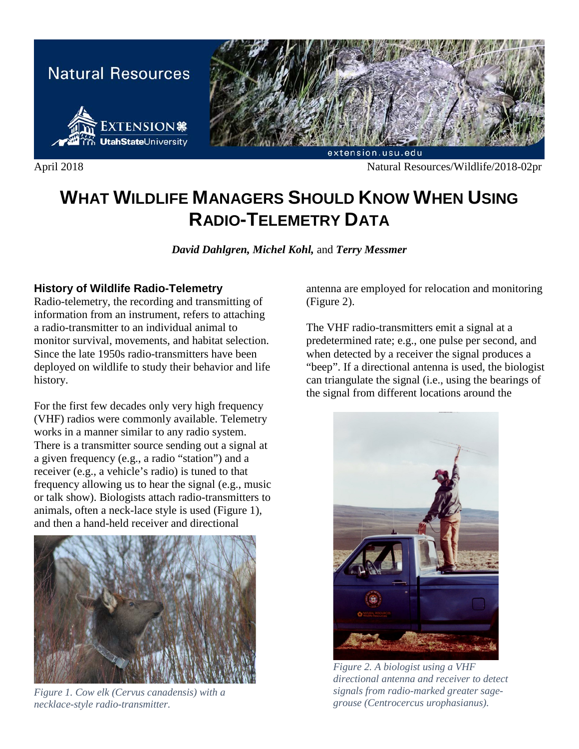April 2018 Natural Resources/Wildlife/2018-02pr

# WHAT WILDLIFE MANAGERS SHOULD KNOW WHEN USING RADIO-TELEMETRY DATA

***David Dahlgren, Michel Kohl,*** and ***Terry Messmer***

## History of Wildlife Radio-Telemetry

Radio-telemetry, the recording and transmitting of information from an instrument, refers to attaching a radio-transmitter to an individual animal to monitor survival, movements, and habitat selection. Since the late 1950s radio-transmitters have been deployed on wildlife to study their behavior and life history.

For the first few decades only very high frequency (VHF) radios were commonly available. Telemetry works in a manner similar to any radio system. There is a transmitter source sending out a signal at a given frequency (e.g., a radio "station") and a receiver (e.g., a vehicle's radio) is tuned to that frequency allowing us to hear the signal (e.g., music or talk show). Biologists attach radio-transmitters to animals, often a neck-lace style is used (Figure 1), and then a hand-held receiver and directional antenna are employed for relocation and monitoring (Figure 2).

*Figure 1. Cow elk (Cervus canadensis) with a necklace-style radio-transmitter.*

The VHF radio-transmitters emit a signal at a predetermined rate; e.g., one pulse per second, and when detected by a receiver the signal produces a "beep". If a directional antenna is used, the biologist can triangulate the signal (i.e., using the bearings of the signal from different locations around the

*Figure 2. A biologist using a VHF directional antenna and receiver to detect signals from radio-marked greater sage-grouse (Centrocercus urophasianus).*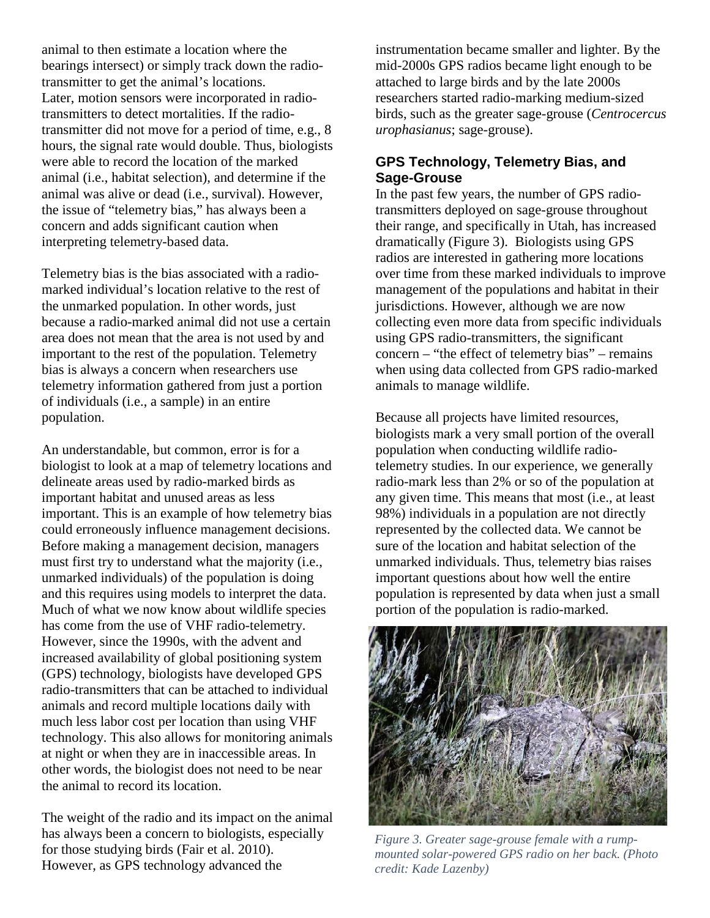animal to then estimate a location where the bearings intersect) or simply track down the radio-transmitter to get the animal's locations. Later, motion sensors were incorporated in radio-transmitters to detect mortalities. If the radio-transmitter did not move for a period of time, e.g., 8 hours, the signal rate would double. Thus, biologists were able to record the location of the marked animal (i.e., habitat selection), and determine if the animal was alive or dead (i.e., survival). However, the issue of "telemetry bias," has always been a concern and adds significant caution when interpreting telemetry-based data.

Telemetry bias is the bias associated with a radio-marked individual's location relative to the rest of the unmarked population. In other words, just because a radio-marked animal did not use a certain area does not mean that the area is not used by and important to the rest of the population. Telemetry bias is always a concern when researchers use telemetry information gathered from just a portion of individuals (i.e., a sample) in an entire population.

An understandable, but common, error is for a biologist to look at a map of telemetry locations and delineate areas used by radio-marked birds as important habitat and unused areas as less important. This is an example of how telemetry bias could erroneously influence management decisions. Before making a management decision, managers must first try to understand what the majority (i.e., unmarked individuals) of the population is doing and this requires using models to interpret the data. Much of what we now know about wildlife species has come from the use of VHF radio-telemetry. However, since the 1990s, with the advent and increased availability of global positioning system (GPS) technology, biologists have developed GPS radio-transmitters that can be attached to individual animals and record multiple locations daily with much less labor cost per location than using VHF technology. This also allows for monitoring animals at night or when they are in inaccessible areas. In other words, the biologist does not need to be near the animal to record its location.

The weight of the radio and its impact on the animal has always been a concern to biologists, especially for those studying birds (Fair et al. 2010). However, as GPS technology advanced the instrumentation became smaller and lighter. By the mid-2000s GPS radios became light enough to be attached to large birds and by the late 2000s researchers started radio-marking medium-sized birds, such as the greater sage-grouse (*Centrocercus urophasianus*; sage-grouse).

## GPS Technology, Telemetry Bias, and Sage-Grouse

In the past few years, the number of GPS radio-transmitters deployed on sage-grouse throughout their range, and specifically in Utah, has increased dramatically (Figure 3). Biologists using GPS radios are interested in gathering more locations over time from these marked individuals to improve management of the populations and habitat in their jurisdictions. However, although we are now collecting even more data from specific individuals using GPS radio-transmitters, the significant concern – "the effect of telemetry bias" – remains when using data collected from GPS radio-marked animals to manage wildlife.

Because all projects have limited resources, biologists mark a very small portion of the overall population when conducting wildlife radio-telemetry studies. In our experience, we generally radio-mark less than 2% or so of the population at any given time. This means that most (i.e., at least 98%) individuals in a population are not directly represented by the collected data. We cannot be sure of the location and habitat selection of the unmarked individuals. Thus, telemetry bias raises important questions about how well the entire population is represented by data when just a small portion of the population is radio-marked.

*Figure 3. Greater sage-grouse female with a rump-mounted solar-powered GPS radio on her back. (Photo credit: Kade Lazenby)*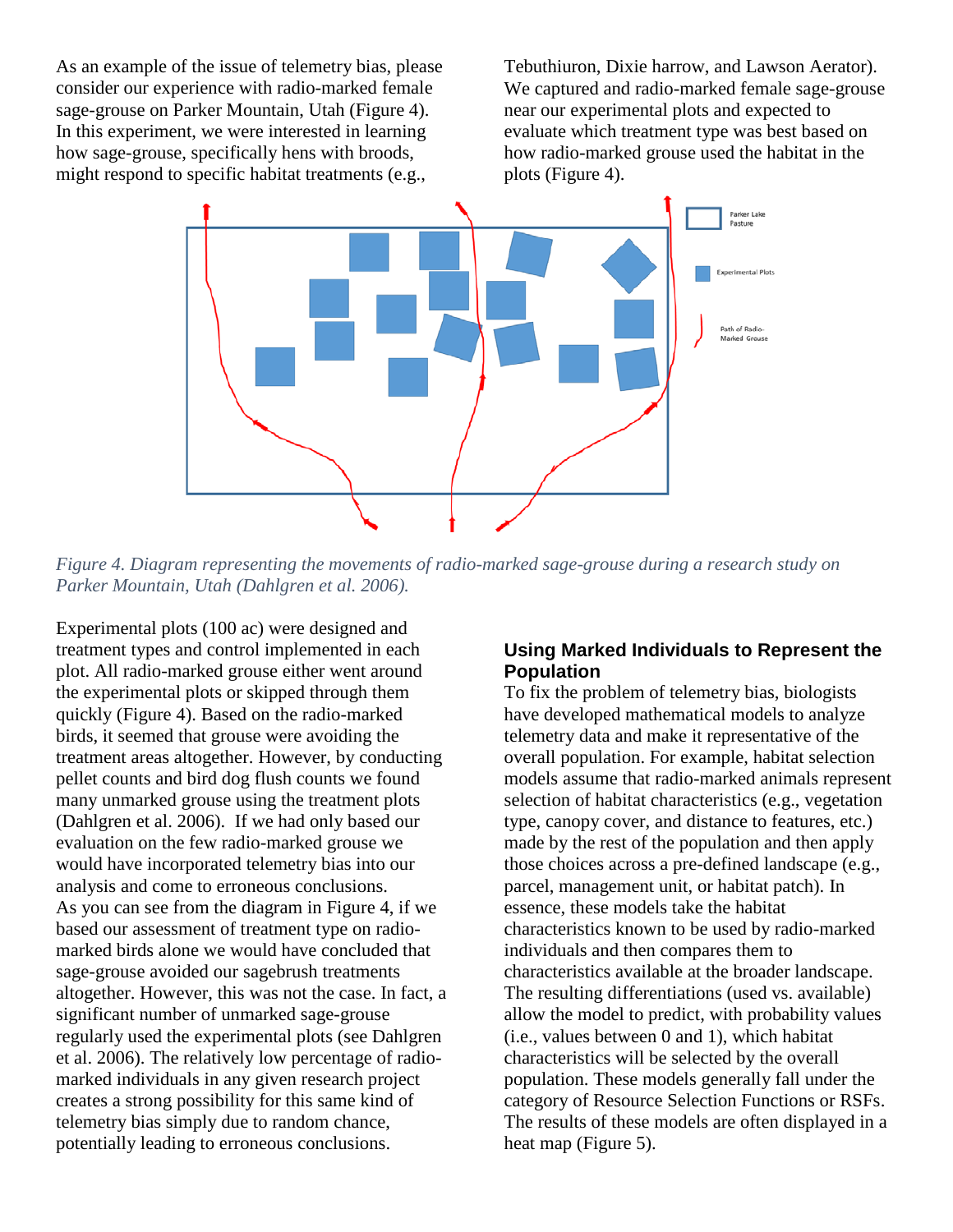As an example of the issue of telemetry bias, please consider our experience with radio-marked female sage-grouse on Parker Mountain, Utah (Figure 4). In this experiment, we were interested in learning how sage-grouse, specifically hens with broods, might respond to specific habitat treatments (e.g., Tebuthiuron, Dixie harrow, and Lawson Aerator). We captured and radio-marked female sage-grouse near our experimental plots and expected to evaluate which treatment type was best based on how radio-marked grouse used the habitat in the plots (Figure 4).

*Figure 4. Diagram representing the movements of radio-marked sage-grouse during a research study on Parker Mountain, Utah (Dahlgren et al. 2006).*

Experimental plots (100 ac) were designed and treatment types and control implemented in each plot. All radio-marked grouse either went around the experimental plots or skipped through them quickly (Figure 4). Based on the radio-marked birds, it seemed that grouse were avoiding the treatment areas altogether. However, by conducting pellet counts and bird dog flush counts we found many unmarked grouse using the treatment plots (Dahlgren et al. 2006). If we had only based our evaluation on the few radio-marked grouse we would have incorporated telemetry bias into our analysis and come to erroneous conclusions. As you can see from the diagram in Figure 4, if we based our assessment of treatment type on radio-marked birds alone we would have concluded that sage-grouse avoided our sagebrush treatments altogether. However, this was not the case. In fact, a significant number of unmarked sage-grouse regularly used the experimental plots (see Dahlgren et al. 2006). The relatively low percentage of radio-marked individuals in any given research project creates a strong possibility for this same kind of telemetry bias simply due to random chance, potentially leading to erroneous conclusions.

## Using Marked Individuals to Represent the Population

To fix the problem of telemetry bias, biologists have developed mathematical models to analyze telemetry data and make it representative of the overall population. For example, habitat selection models assume that radio-marked animals represent selection of habitat characteristics (e.g., vegetation type, canopy cover, and distance to features, etc.) made by the rest of the population and then apply those choices across a pre-defined landscape (e.g., parcel, management unit, or habitat patch). In essence, these models take the habitat characteristics known to be used by radio-marked individuals and then compares them to characteristics available at the broader landscape. The resulting differentiations (used vs. available) allow the model to predict, with probability values (i.e., values between 0 and 1), which habitat characteristics will be selected by the overall population. These models generally fall under the category of Resource Selection Functions or RSFs. The results of these models are often displayed in a heat map (Figure 5).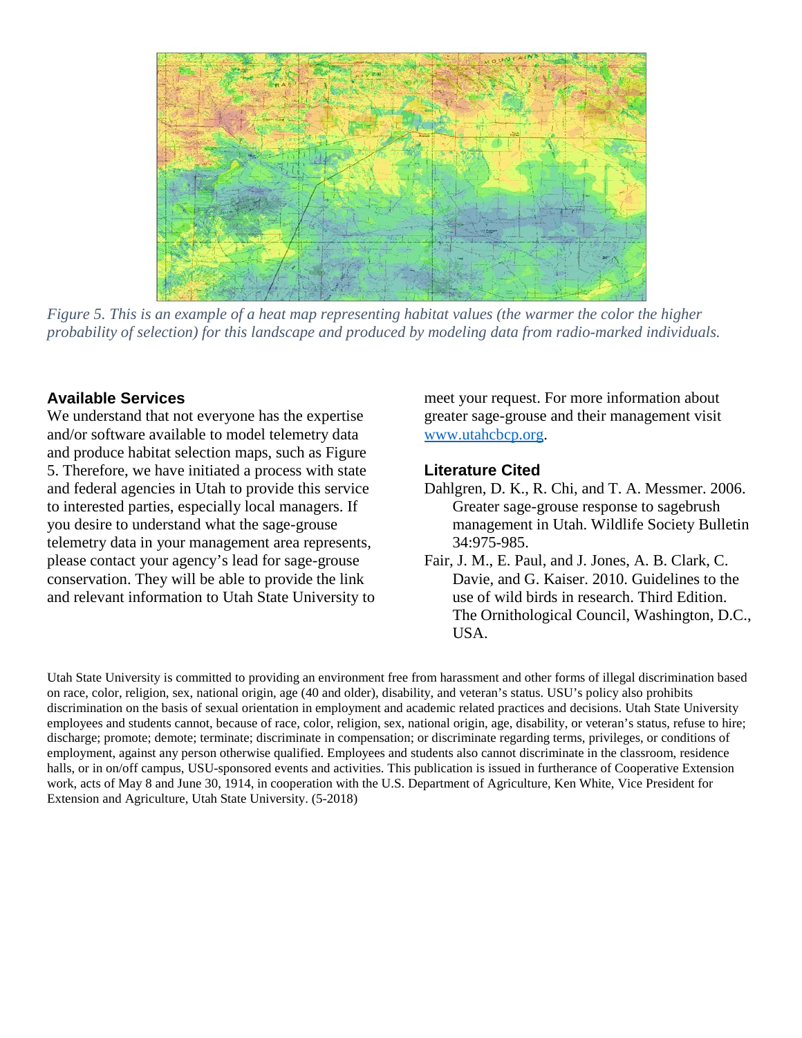*Figure 5. This is an example of a heat map representing habitat values (the warmer the color the higher probability of selection) for this landscape and produced by modeling data from radio-marked individuals.*

### Available Services

We understand that not everyone has the expertise and/or software available to model telemetry data and produce habitat selection maps, such as Figure 5. Therefore, we have initiated a process with state and federal agencies in Utah to provide this service to interested parties, especially local managers. If you desire to understand what the sage-grouse telemetry data in your management area represents, please contact your agency's lead for sage-grouse conservation. They will be able to provide the link and relevant information to Utah State University to meet your request. For more information about greater sage-grouse and their management visit [www.utahcbcp.org](http://www.utahcbcp.org).

### Literature Cited

Dahlgren, D. K., R. Chi, and T. A. Messmer. 2006. Greater sage-grouse response to sagebrush management in Utah. Wildlife Society Bulletin 34:975-985.

Fair, J. M., E. Paul, and J. Jones, A. B. Clark, C. Davie, and G. Kaiser. 2010. Guidelines to the use of wild birds in research. Third Edition. The Ornithological Council, Washington, D.C., USA.

Utah State University is committed to providing an environment free from harassment and other forms of illegal discrimination based on race, color, religion, sex, national origin, age (40 and older), disability, and veteran's status. USU's policy also prohibits discrimination on the basis of sexual orientation in employment and academic related practices and decisions. Utah State University employees and students cannot, because of race, color, religion, sex, national origin, age, disability, or veteran's status, refuse to hire; discharge; promote; demote; terminate; discriminate in compensation; or discriminate regarding terms, privileges, or conditions of employment, against any person otherwise qualified. Employees and students also cannot discriminate in the classroom, residence halls, or in on/off campus, USU-sponsored events and activities. This publication is issued in furtherance of Cooperative Extension work, acts of May 8 and June 30, 1914, in cooperation with the U.S. Department of Agriculture, Ken White, Vice President for Extension and Agriculture, Utah State University. (5-2018)